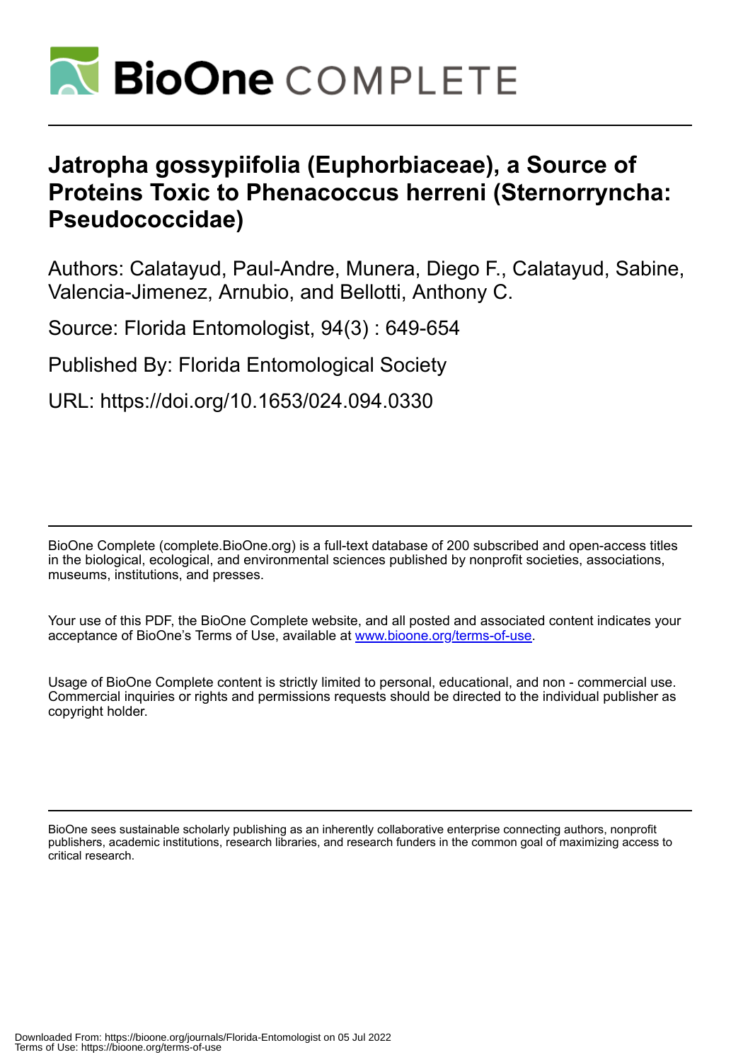# Jatropha gossypiifolia (Euphorbiaceae), a Source of Proteins Toxic to Phenacoccus herreni (Sternorryncha: Pseudococcidae)

Authors: Calatayud, Paul-Andre, Munera, Diego F., Calatayud, Sabine, Valencia-Jimenez, Arnubio, and Bellotti, Anthony C.

Source: Florida Entomologist, 94(3) : 649-654

Published By: Florida Entomological Society

URL: https://doi.org/10.1653/024.094.0330

BioOne Complete (complete.BioOne.org) is a full-text database of 200 subscribed and open-access titles in the biological, ecological, and environmental sciences published by nonprofit societies, associations, museums, institutions, and presses.

Your use of this PDF, the BioOne Complete website, and all posted and associated content indicates your acceptance of BioOne's Terms of Use, available at www.bioone.org/terms-of-use.

Usage of BioOne Complete content is strictly limited to personal, educational, and non - commercial use. Commercial inquiries or rights and permissions requests should be directed to the individual publisher as copyright holder.

BioOne sees sustainable scholarly publishing as an inherently collaborative enterprise connecting authors, nonprofit publishers, academic institutions, research libraries, and research funders in the common goal of maximizing access to critical research.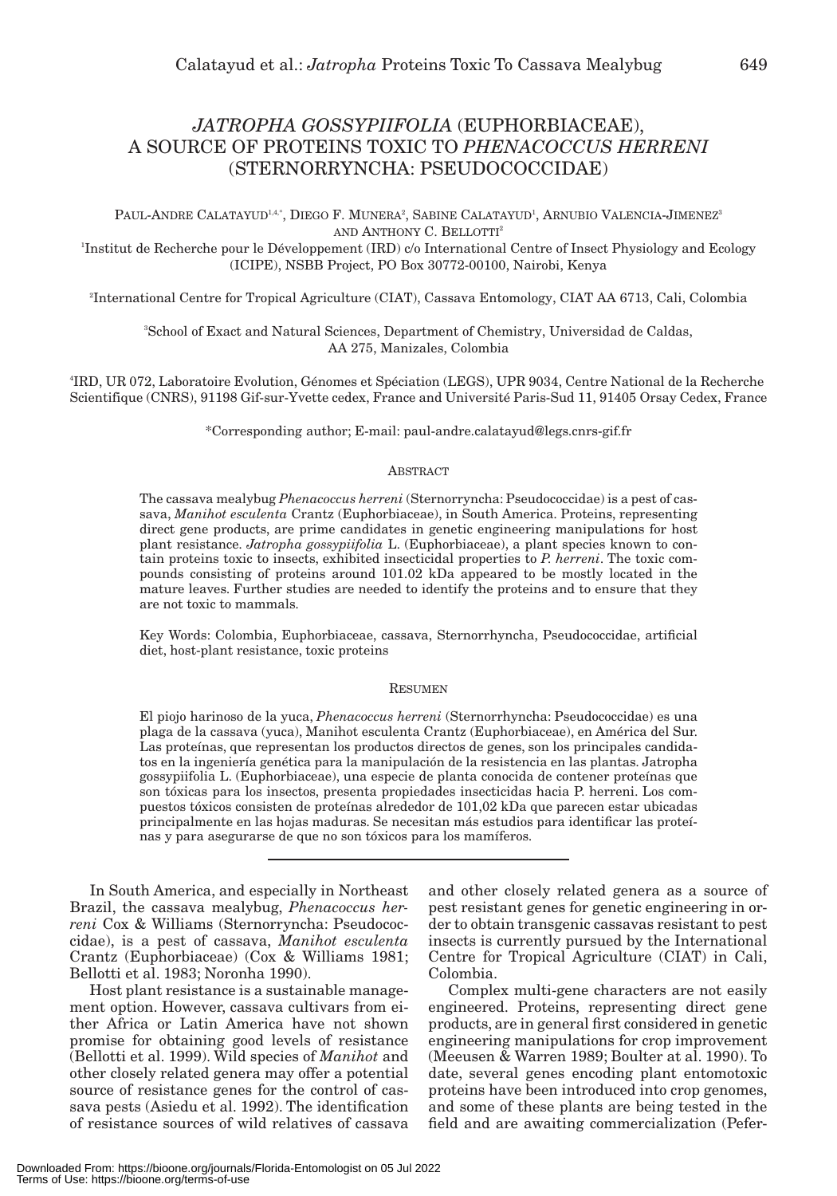# *JATROPHA GOSSYPIIFOLIA* (EUPHORBIACEAE), A SOURCE OF PROTEINS TOXIC TO *PHENACOCCUS HERRENI* (STERNORRYNCHA: PSEUDOCOCCIDAE)

PAUL-ANDRE CALATAYUD[1,4,*], DIEGO F. MUNERA[2], SABINE CALATAYUD[1], ARNUBIO VALENCIA-JIMENEZ[3] AND ANTHONY C. BELLOTTI[2]

[1]Institut de Recherche pour le Développement (IRD) c/o International Centre of Insect Physiology and Ecology (ICIPE), NSBB Project, PO Box 30772-00100, Nairobi, Kenya

[2]International Centre for Tropical Agriculture (CIAT), Cassava Entomology, CIAT AA 6713, Cali, Colombia

[3]School of Exact and Natural Sciences, Department of Chemistry, Universidad de Caldas, AA 275, Manizales, Colombia

[4]IRD, UR 072, Laboratoire Evolution, Génomes et Spéciation (LEGS), UPR 9034, Centre National de la Recherche Scientifique (CNRS), 91198 Gif-sur-Yvette cedex, France and Université Paris-Sud 11, 91405 Orsay Cedex, France

*Corresponding author; E-mail: paul-andre.calatayud@legs.cnrs-gif.fr

## ABSTRACT

The cassava mealybug *Phenacoccus herreni* (Sternorryncha: Pseudococcidae) is a pest of cassava, *Manihot esculenta* Crantz (Euphorbiaceae), in South America. Proteins, representing direct gene products, are prime candidates in genetic engineering manipulations for host plant resistance. *Jatropha gossypiifolia* L. (Euphorbiaceae), a plant species known to contain proteins toxic to insects, exhibited insecticidal properties to *P. herreni*. The toxic compounds consisting of proteins around 101.02 kDa appeared to be mostly located in the mature leaves. Further studies are needed to identify the proteins and to ensure that they are not toxic to mammals.

Key Words: Colombia, Euphorbiaceae, cassava, Sternorrhyncha, Pseudococcidae, artificial diet, host-plant resistance, toxic proteins

## RESUMEN

El piojo harinoso de la yuca, *Phenacoccus herreni* (Sternorrhyncha: Pseudococcidae) es una plaga de la cassava (yuca), Manihot esculenta Crantz (Euphorbiaceae), en América del Sur. Las proteínas, que representan los productos directos de genes, son los principales candidatos en la ingeniería genética para la manipulación de la resistencia en las plantas. Jatropha gossypiifolia L. (Euphorbiaceae), una especie de planta conocida de contener proteínas que son tóxicas para los insectos, presenta propiedades insecticidas hacia P. herreni. Los compuestos tóxicos consisten de proteínas alrededor de 101,02 kDa que parecen estar ubicadas principalmente en las hojas maduras. Se necesitan más estudios para identificar las proteínas y para asegurarse de que no son tóxicos para los mamíferos.

---

In South America, and especially in Northeast Brazil, the cassava mealybug, *Phenacoccus herreni* Cox & Williams (Sternorryncha: Pseudococcidae), is a pest of cassava, *Manihot esculenta* Crantz (Euphorbiaceae) (Cox & Williams 1981; Bellotti et al. 1983; Noronha 1990).

Host plant resistance is a sustainable management option. However, cassava cultivars from either Africa or Latin America have not shown promise for obtaining good levels of resistance (Bellotti et al. 1999). Wild species of *Manihot* and other closely related genera may offer a potential source of resistance genes for the control of cassava pests (Asiedu et al. 1992). The identification of resistance sources of wild relatives of cassava and other closely related genera as a source of pest resistant genes for genetic engineering in order to obtain transgenic cassavas resistant to pest insects is currently pursued by the International Centre for Tropical Agriculture (CIAT) in Cali, Colombia.

Complex multi-gene characters are not easily engineered. Proteins, representing direct gene products, are in general first considered in genetic engineering manipulations for crop improvement (Meeusen & Warren 1989; Boulter at al. 1990). To date, several genes encoding plant entomotoxic proteins have been introduced into crop genomes, and some of these plants are being tested in the field and are awaiting commercialization (Pefer-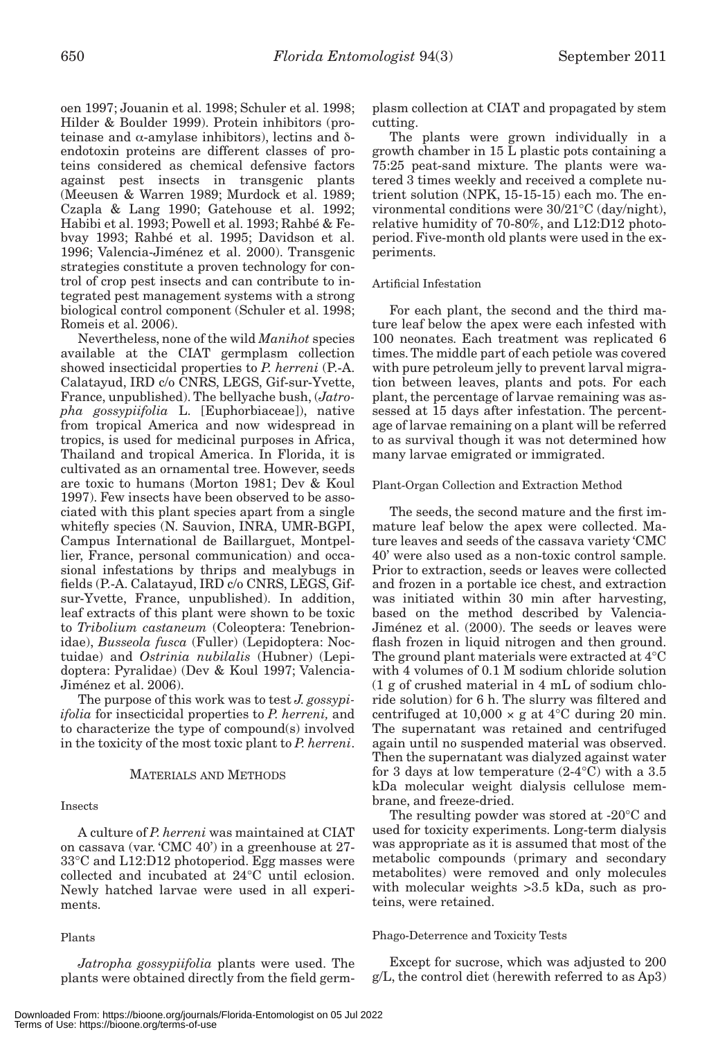oen 1997; Jouanin et al. 1998; Schuler et al. 1998; Hilder & Boulder 1999). Protein inhibitors (proteinase and α-amylase inhibitors), lectins and δ-endotoxin proteins are different classes of proteins considered as chemical defensive factors against pest insects in transgenic plants (Meeusen & Warren 1989; Murdock et al. 1989; Czapla & Lang 1990; Gatehouse et al. 1992; Habibi et al. 1993; Powell et al. 1993; Rahbé & Febvay 1993; Rahbé et al. 1995; Davidson et al. 1996; Valencia-Jiménez et al. 2000). Transgenic strategies constitute a proven technology for control of crop pest insects and can contribute to integrated pest management systems with a strong biological control component (Schuler et al. 1998; Romeis et al. 2006).

Nevertheless, none of the wild *Manihot* species available at the CIAT germplasm collection showed insecticidal properties to *P. herreni* (P.-A. Calatayud, IRD c/o CNRS, LEGS, Gif-sur-Yvette, France, unpublished). The bellyache bush, (*Jatropha gossypiifolia* L. [Euphorbiaceae]), native from tropical America and now widespread in tropics, is used for medicinal purposes in Africa, Thailand and tropical America. In Florida, it is cultivated as an ornamental tree. However, seeds are toxic to humans (Morton 1981; Dev & Koul 1997). Few insects have been observed to be associated with this plant species apart from a single whitefly species (N. Sauvion, INRA, UMR-BGPI, Campus International de Baillarguet, Montpellier, France, personal communication) and occasional infestations by thrips and mealybugs in fields (P.-A. Calatayud, IRD c/o CNRS, LEGS, Gif-sur-Yvette, France, unpublished). In addition, leaf extracts of this plant were shown to be toxic to *Tribolium castaneum* (Coleoptera: Tenebrionidae), *Busseola fusca* (Fuller) (Lepidoptera: Noctuidae) and *Ostrinia nubilalis* (Hubner) (Lepidoptera: Pyralidae) (Dev & Koul 1997; Valencia-Jiménez et al. 2006).

The purpose of this work was to test *J. gossypiifolia* for insecticidal properties to *P. herreni,* and to characterize the type of compound(s) involved in the toxicity of the most toxic plant to *P. herreni*.

## MATERIALS AND METHODS

### Insects

A culture of *P. herreni* was maintained at CIAT on cassava (var. 'CMC 40') in a greenhouse at 27-33°C and L12:D12 photoperiod. Egg masses were collected and incubated at 24°C until eclosion. Newly hatched larvae were used in all experiments.

### Plants

*Jatropha gossypiifolia* plants were used. The plants were obtained directly from the field germplasm collection at CIAT and propagated by stem cutting.

The plants were grown individually in a growth chamber in 15 L plastic pots containing a 75:25 peat-sand mixture. The plants were watered 3 times weekly and received a complete nutrient solution (NPK, 15-15-15) each mo. The environmental conditions were 30/21°C (day/night), relative humidity of 70-80%, and L12:D12 photoperiod. Five-month old plants were used in the experiments.

### Artificial Infestation

For each plant, the second and the third mature leaf below the apex were each infested with 100 neonates. Each treatment was replicated 6 times. The middle part of each petiole was covered with pure petroleum jelly to prevent larval migration between leaves, plants and pots. For each plant, the percentage of larvae remaining was assessed at 15 days after infestation. The percentage of larvae remaining on a plant will be referred to as survival though it was not determined how many larvae emigrated or immigrated.

### Plant-Organ Collection and Extraction Method

The seeds, the second mature and the first immature leaf below the apex were collected. Mature leaves and seeds of the cassava variety 'CMC 40' were also used as a non-toxic control sample. Prior to extraction, seeds or leaves were collected and frozen in a portable ice chest, and extraction was initiated within 30 min after harvesting, based on the method described by Valencia-Jiménez et al. (2000). The seeds or leaves were flash frozen in liquid nitrogen and then ground. The ground plant materials were extracted at 4°C with 4 volumes of 0.1 M sodium chloride solution (1 g of crushed material in 4 mL of sodium chloride solution) for 6 h. The slurry was filtered and centrifuged at 10,000 × g at 4°C during 20 min. The supernatant was retained and centrifuged again until no suspended material was observed. Then the supernatant was dialyzed against water for 3 days at low temperature (2-4°C) with a 3.5 kDa molecular weight dialysis cellulose membrane, and freeze-dried.

The resulting powder was stored at -20°C and used for toxicity experiments. Long-term dialysis was appropriate as it is assumed that most of the metabolic compounds (primary and secondary metabolites) were removed and only molecules with molecular weights >3.5 kDa, such as proteins, were retained.

### Phago-Deterrence and Toxicity Tests

Except for sucrose, which was adjusted to 200 g/L, the control diet (herewith referred to as Ap3)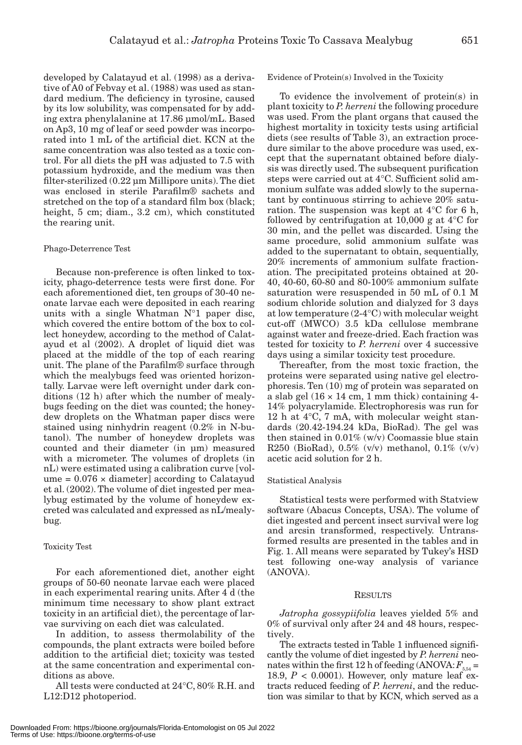developed by Calatayud et al. (1998) as a derivative of A0 of Febvay et al. (1988) was used as standard medium. The deficiency in tyrosine, caused by its low solubility, was compensated for by adding extra phenylalanine at 17.86 µmol/mL. Based on Ap3, 10 mg of leaf or seed powder was incorporated into 1 mL of the artificial diet. KCN at the same concentration was also tested as a toxic control. For all diets the pH was adjusted to 7.5 with potassium hydroxide, and the medium was then filter-sterilized (0.22 µm Millipore units). The diet was enclosed in sterile Parafilm® sachets and stretched on the top of a standard film box (black; height, 5 cm; diam., 3.2 cm), which constituted the rearing unit.

### Phago-Deterrence Test

Because non-preference is often linked to toxicity, phago-deterrence tests were first done. For each aforementioned diet, ten groups of 30-40 neonate larvae each were deposited in each rearing units with a single Whatman N°1 paper disc, which covered the entire bottom of the box to collect honeydew, according to the method of Calatayud et al (2002). A droplet of liquid diet was placed at the middle of the top of each rearing unit. The plane of the Parafilm® surface through which the mealybugs feed was oriented horizontally. Larvae were left overnight under dark conditions (12 h) after which the number of mealybugs feeding on the diet was counted; the honeydew droplets on the Whatman paper discs were stained using ninhydrin reagent (0.2% in N-butanol). The number of honeydew droplets was counted and their diameter (in µm) measured with a micrometer. The volumes of droplets (in nL) were estimated using a calibration curve [volume = 0.076 × diameter] according to Calatayud et al. (2002). The volume of diet ingested per mealybug estimated by the volume of honeydew excreted was calculated and expressed as nL/mealybug.

### Toxicity Test

For each aforementioned diet, another eight groups of 50-60 neonate larvae each were placed in each experimental rearing units. After 4 d (the minimum time necessary to show plant extract toxicity in an artificial diet), the percentage of larvae surviving on each diet was calculated.

In addition, to assess thermolability of the compounds, the plant extracts were boiled before addition to the artificial diet; toxicity was tested at the same concentration and experimental conditions as above.

All tests were conducted at 24°C, 80% R.H. and L12:D12 photoperiod.

### Evidence of Protein(s) Involved in the Toxicity

To evidence the involvement of protein(s) in plant toxicity to *P. herreni* the following procedure was used. From the plant organs that caused the highest mortality in toxicity tests using artificial diets (see results of Table 3), an extraction procedure similar to the above procedure was used, except that the supernatant obtained before dialysis was directly used. The subsequent purification steps were carried out at 4°C. Sufficient solid ammonium sulfate was added slowly to the supernatant by continuous stirring to achieve 20% saturation. The suspension was kept at 4°C for 6 h, followed by centrifugation at 10,000 g at 4°C for 30 min, and the pellet was discarded. Using the same procedure, solid ammonium sulfate was added to the supernatant to obtain, sequentially, 20% increments of ammonium sulfate fractionation. The precipitated proteins obtained at 20-40, 40-60, 60-80 and 80-100% ammonium sulfate saturation were resuspended in 50 mL of 0.1 M sodium chloride solution and dialyzed for 3 days at low temperature (2-4°C) with molecular weight cut-off (MWCO) 3.5 kDa cellulose membrane against water and freeze-dried. Each fraction was tested for toxicity to *P. herreni* over 4 successive days using a similar toxicity test procedure.

Thereafter, from the most toxic fraction, the proteins were separated using native gel electrophoresis. Ten (10) mg of protein was separated on a slab gel (16 × 14 cm, 1 mm thick) containing 4-14% polyacrylamide. Electrophoresis was run for 12 h at 4°C, 7 mA, with molecular weight standards (20.42-194.24 kDa, BioRad). The gel was then stained in 0.01% (w/v) Coomassie blue stain R250 (BioRad), 0.5% (v/v) methanol, 0.1% (v/v) acetic acid solution for 2 h.

### Statistical Analysis

Statistical tests were performed with Statview software (Abacus Concepts, USA). The volume of diet ingested and percent insect survival were log and arcsin transformed, respectively. Untransformed results are presented in the tables and in Fig. 1. All means were separated by Tukey's HSD test following one-way analysis of variance (ANOVA).

## RESULTS

*Jatropha gossypiifolia* leaves yielded 5% and 0% of survival only after 24 and 48 hours, respectively.

The extracts tested in Table 1 influenced significantly the volume of diet ingested by *P. herreni* neonates within the first 12 h of feeding (ANOVA: $F_{5,54}$ = 18.9, $P$ < 0.0001). However, only mature leaf extracts reduced feeding of *P. herreni*, and the reduction was similar to that by KCN, which served as a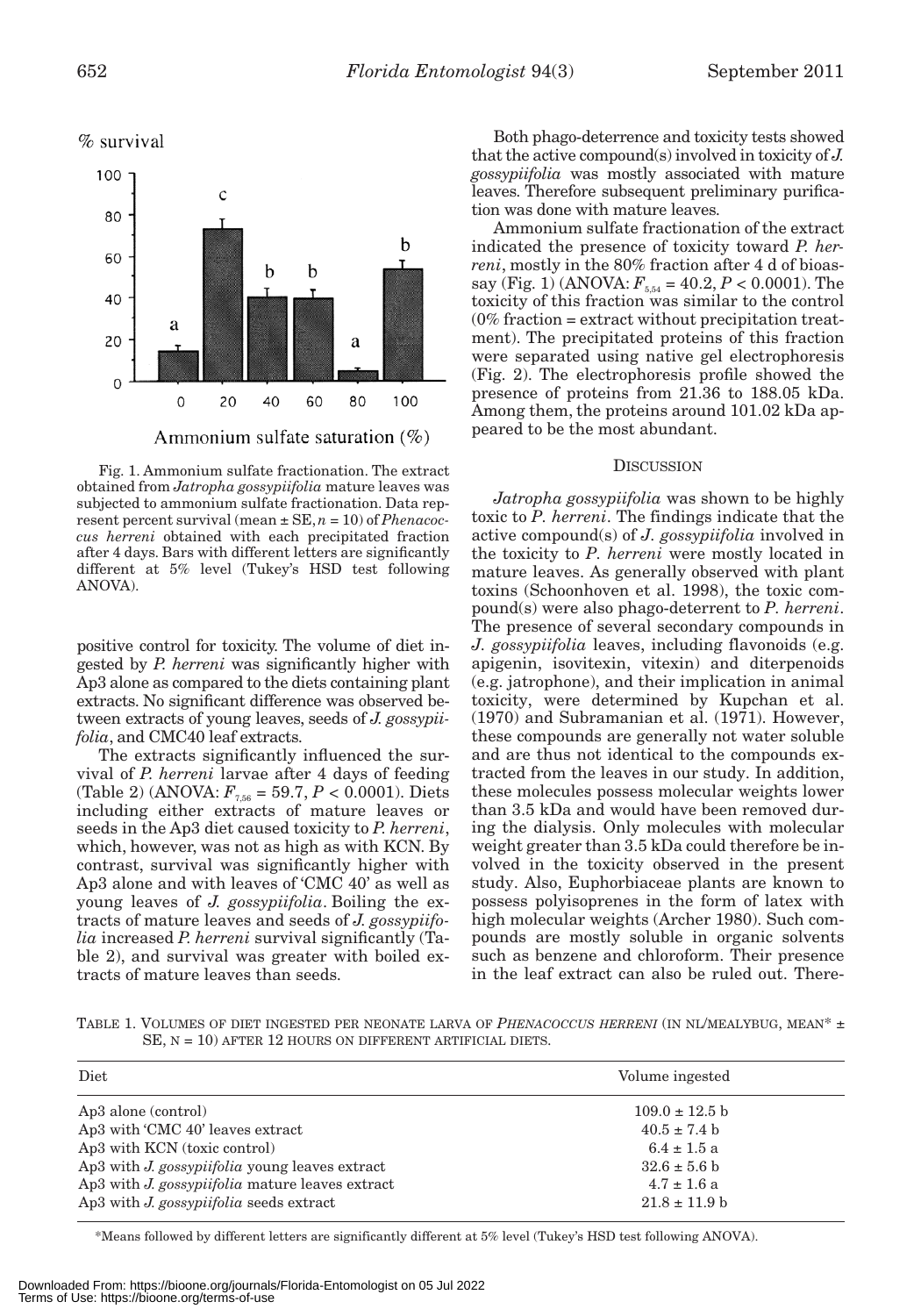% survival

Ammonium sulfate saturation (%)

Fig. 1. Ammonium sulfate fractionation. The extract obtained from *Jatropha gossypiifolia* mature leaves was subjected to ammonium sulfate fractionation. Data represent percent survival (mean ± SE, $n = 10$) of *Phenacoccus herreni* obtained with each precipitated fraction after 4 days. Bars with different letters are significantly different at 5% level (Tukey's HSD test following ANOVA).

positive control for toxicity. The volume of diet ingested by *P. herreni* was significantly higher with Ap3 alone as compared to the diets containing plant extracts. No significant difference was observed between extracts of young leaves, seeds of *J. gossypiifolia*, and CMC40 leaf extracts.

The extracts significantly influenced the survival of *P. herreni* larvae after 4 days of feeding (Table 2) (ANOVA: $F_{7,56} = 59.7$, $P < 0.0001$). Diets including either extracts of mature leaves or seeds in the Ap3 diet caused toxicity to *P. herreni*, which, however, was not as high as with KCN. By contrast, survival was significantly higher with Ap3 alone and with leaves of 'CMC 40' as well as young leaves of *J. gossypiifolia*. Boiling the extracts of mature leaves and seeds of *J. gossypiifolia* increased *P. herreni* survival significantly (Table 2), and survival was greater with boiled extracts of mature leaves than seeds.

Both phago-deterrence and toxicity tests showed that the active compound(s) involved in toxicity of *J. gossypiifolia* was mostly associated with mature leaves. Therefore subsequent preliminary purification was done with mature leaves.

Ammonium sulfate fractionation of the extract indicated the presence of toxicity toward *P. herreni*, mostly in the 80% fraction after 4 d of bioassay (Fig. 1) (ANOVA: $F_{5,54} = 40.2$, $P < 0.0001$). The toxicity of this fraction was similar to the control (0% fraction = extract without precipitation treatment). The precipitated proteins of this fraction were separated using native gel electrophoresis (Fig. 2). The electrophoresis profile showed the presence of proteins from 21.36 to 188.05 kDa. Among them, the proteins around 101.02 kDa appeared to be the most abundant.

## Discussion

*Jatropha gossypiifolia* was shown to be highly toxic to *P. herreni*. The findings indicate that the active compound(s) of *J. gossypiifolia* involved in the toxicity to *P. herreni* were mostly located in mature leaves. As generally observed with plant toxins (Schoonhoven et al. 1998), the toxic compound(s) were also phago-deterrent to *P. herreni*. The presence of several secondary compounds in *J. gossypiifolia* leaves, including flavonoids (e.g. apigenin, isovitexin, vitexin) and diterpenoids (e.g. jatrophone), and their implication in animal toxicity, were determined by Kupchan et al. (1970) and Subramanian et al. (1971). However, these compounds are generally not water soluble and are thus not identical to the compounds extracted from the leaves in our study. In addition, these molecules possess molecular weights lower than 3.5 kDa and would have been removed during the dialysis. Only molecules with molecular weight greater than 3.5 kDa could therefore be involved in the toxicity observed in the present study. Also, Euphorbiaceae plants are known to possess polyisoprenes in the form of latex with high molecular weights (Archer 1980). Such compounds are mostly soluble in organic solvents such as benzene and chloroform. Their presence in the leaf extract can also be ruled out. There-

Table 1. Volumes of diet ingested per neonate larva of *Phenacoccus herreni* (in nl/mealybug, mean* ± SE, n = 10) after 12 hours on different artificial diets.

| Diet | Volume ingested |
|---|---|
| Ap3 alone (control) | 109.0 ± 12.5 b |
| Ap3 with 'CMC 40' leaves extract | 40.5 ± 7.4 b |
| Ap3 with KCN (toxic control) | 6.4 ± 1.5 a |
| Ap3 with *J. gossypiifolia* young leaves extract | 32.6 ± 5.6 b |
| Ap3 with *J. gossypiifolia* mature leaves extract | 4.7 ± 1.6 a |
| Ap3 with *J. gossypiifolia* seeds extract | 21.8 ± 11.9 b |

*Means followed by different letters are significantly different at 5% level (Tukey's HSD test following ANOVA).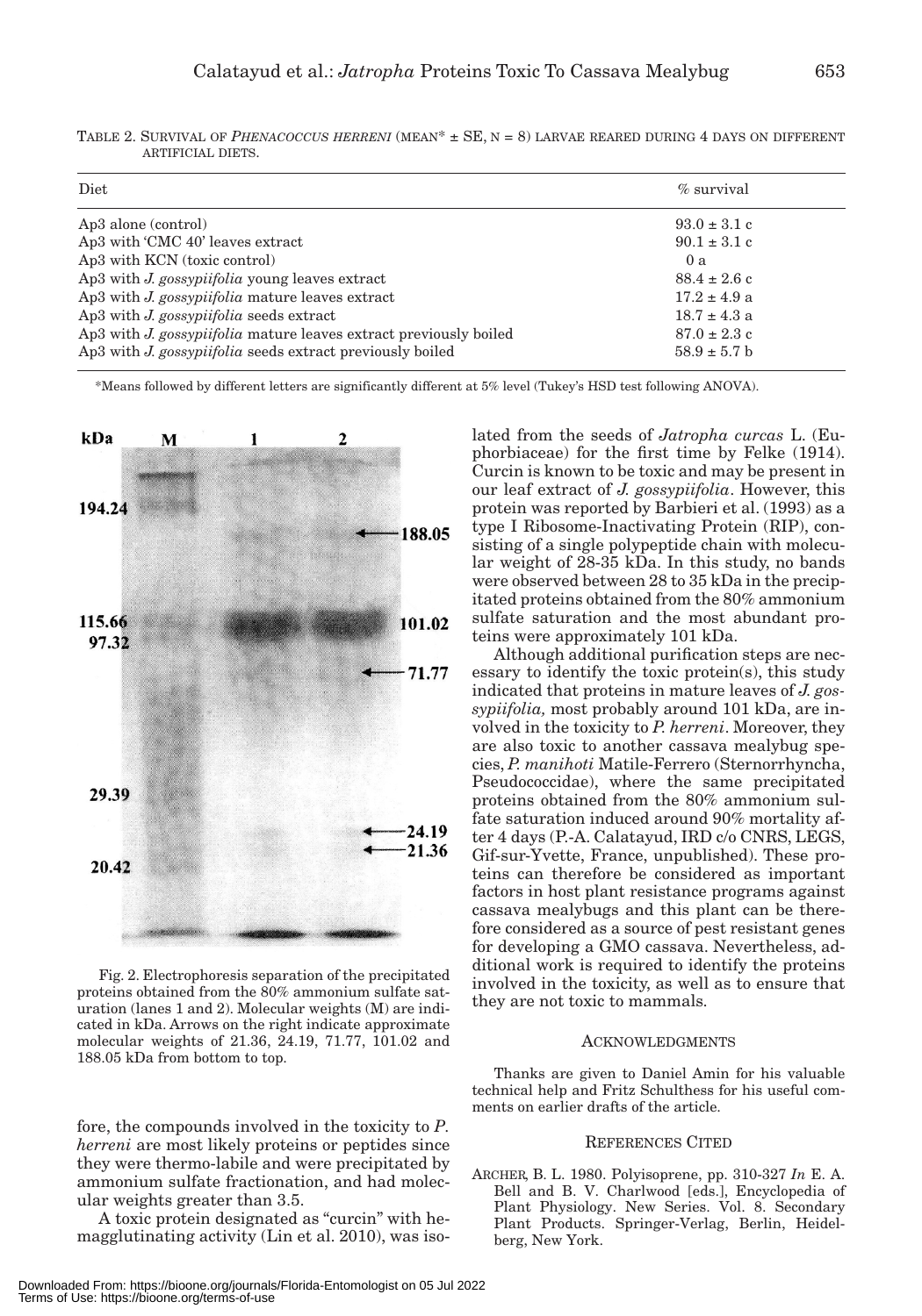TABLE 2. SURVIVAL OF *PHENACOCCUS HERRENI* (MEAN* ± SE, N = 8) LARVAE REARED DURING 4 DAYS ON DIFFERENT ARTIFICIAL DIETS.

| Diet | % survival |
|---|---|
| Ap3 alone (control) | 93.0 ± 3.1 c |
| Ap3 with 'CMC 40' leaves extract | 90.1 ± 3.1 c |
| Ap3 with KCN (toxic control) | 0 a |
| Ap3 with *J. gossypiifolia* young leaves extract | 88.4 ± 2.6 c |
| Ap3 with *J. gossypiifolia* mature leaves extract | 17.2 ± 4.9 a |
| Ap3 with *J. gossypiifolia* seeds extract | 18.7 ± 4.3 a |
| Ap3 with *J. gossypiifolia* mature leaves extract previously boiled | 87.0 ± 2.3 c |
| Ap3 with *J. gossypiifolia* seeds extract previously boiled | 58.9 ± 5.7 b |

*Means followed by different letters are significantly different at 5% level (Tukey's HSD test following ANOVA).

Fig. 2. Electrophoresis separation of the precipitated proteins obtained from the 80% ammonium sulfate saturation (lanes 1 and 2). Molecular weights (M) are indicated in kDa. Arrows on the right indicate approximate molecular weights of 21.36, 24.19, 71.77, 101.02 and 188.05 kDa from bottom to top.

fore, the compounds involved in the toxicity to *P. herreni* are most likely proteins or peptides since they were thermo-labile and were precipitated by ammonium sulfate fractionation, and had molecular weights greater than 3.5.

A toxic protein designated as "curcin" with hemagglutinating activity (Lin et al. 2010), was isolated from the seeds of *Jatropha curcas* L. (Euphorbiaceae) for the first time by Felke (1914). Curcin is known to be toxic and may be present in our leaf extract of *J. gossypiifolia*. However, this protein was reported by Barbieri et al. (1993) as a type I Ribosome-Inactivating Protein (RIP), consisting of a single polypeptide chain with molecular weight of 28-35 kDa. In this study, no bands were observed between 28 to 35 kDa in the precipitated proteins obtained from the 80% ammonium sulfate saturation and the most abundant proteins were approximately 101 kDa.

Although additional purification steps are necessary to identify the toxic protein(s), this study indicated that proteins in mature leaves of *J. gossypiifolia,* most probably around 101 kDa, are involved in the toxicity to *P. herreni*. Moreover, they are also toxic to another cassava mealybug species, *P. manihoti* Matile-Ferrero (Sternorrhyncha, Pseudococcidae), where the same precipitated proteins obtained from the 80% ammonium sulfate saturation induced around 90% mortality after 4 days (P.-A. Calatayud, IRD c/o CNRS, LEGS, Gif-sur-Yvette, France, unpublished). These proteins can therefore be considered as important factors in host plant resistance programs against cassava mealybugs and this plant can be therefore considered as a source of pest resistant genes for developing a GMO cassava. Nevertheless, additional work is required to identify the proteins involved in the toxicity, as well as to ensure that they are not toxic to mammals.

## ACKNOWLEDGMENTS

Thanks are given to Daniel Amin for his valuable technical help and Fritz Schulthess for his useful comments on earlier drafts of the article.

## REFERENCES CITED

ARCHER, B. L. 1980. Polyisoprene, pp. 310-327 *In* E. A. Bell and B. V. Charlwood [eds.], Encyclopedia of Plant Physiology. New Series. Vol. 8. Secondary Plant Products. Springer-Verlag, Berlin, Heidelberg, New York.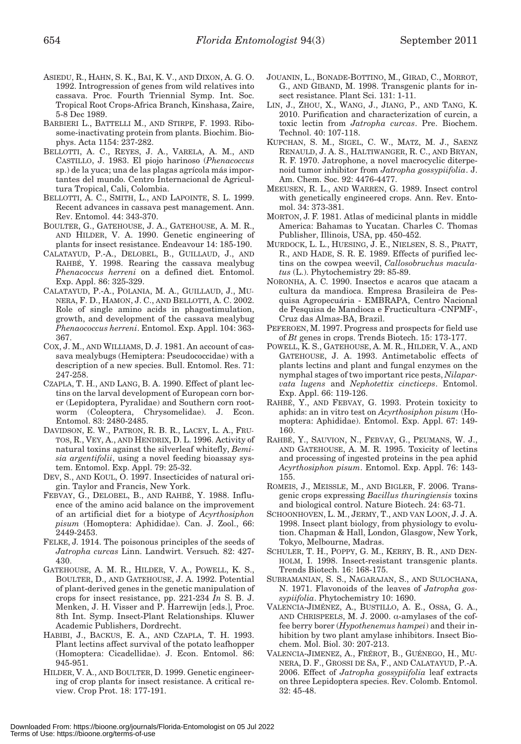ASIEDU, R., HAHN, S. K., BAI, K. V., AND DIXON, A. G. O. 1992. Introgression of genes from wild relatives into cassava. Proc. Fourth Triennial Symp. Int. Soc. Tropical Root Crops-Africa Branch, Kinshasa, Zaire, 5-8 Dec 1989.

BARBIERI L., BATTELLI M., AND STIRPE, F. 1993. Ribosome-inactivating protein from plants. Biochim. Biophys. Acta 1154: 237-282.

BELLOTTI, A. C., REYES, J. A., VARELA, A. M., AND CASTILLO, J. 1983. El piojo harinoso (*Phenacoccus* sp.) de la yuca; una de las plagas agrícola más importantes del mundo. Centro Internacional de Agricultura Tropical, Cali, Colombia.

BELLOTTI, A. C., SMITH, L., AND LAPOINTE, S. L. 1999. Recent advances in cassava pest management. Ann. Rev. Entomol. 44: 343-370.

BOULTER, G., GATEHOUSE, J. A., GATEHOUSE, A. M. R., AND HILDER, V. A. 1990. Genetic engineering of plants for insect resistance. Endeavour 14: 185-190.

CALATAYUD, P.-A., DELOBEL, B., GUILLAUD, J., AND RAHBÉ, Y. 1998. Rearing the cassava mealybug *Phenacoccus herreni* on a defined diet*.* Entomol. Exp. Appl. 86: 325-329.

CALATAYUD, P.-A., POLANIA, M. A., GUILLAUD, J., MUNERA, F. D., HAMON, J. C., AND BELLOTTI, A. C. 2002. Role of single amino acids in phagostimulation, growth, and development of the cassava mealybug *Phenaococcus herreni*. Entomol. Exp. Appl. 104: 363-367.

COX, J. M., AND WILLIAMS, D. J. 1981. An account of cassava mealybugs (Hemiptera: Pseudococcidae) with a description of a new species. Bull. Entomol. Res. 71: 247-258.

CZAPLA, T. H., AND LANG, B. A. 1990. Effect of plant lectins on the larval development of European corn borer (Lepidoptera, Pyralidae) and Southern corn rootworm (Coleoptera, Chrysomelidae). J. Econ. Entomol. 83: 2480-2485.

DAVIDSON, E. W., PATRON, R. B. R., LACEY, L. A., FRUTOS, R., VEY, A., AND HENDRIX, D. L. 1996. Activity of natural toxins against the silverleaf whitefly, *Bemisia argentifolii*, using a novel feeding bioassay system. Entomol. Exp. Appl. 79: 25-32.

DEV, S., AND KOUL, O. 1997. Insecticides of natural origin. Taylor and Francis, New York.

FEBVAY, G., DELOBEL, B., AND RAHBÉ, Y. 1988. Influence of the amino acid balance on the improvement of an artificial diet for a biotype of *Acyrthosiphon pisum* (Homoptera: Aphididae). Can. J. Zool., 66: 2449-2453.

FELKE, J. 1914. The poisonous principles of the seeds of *Jatropha curcas* Linn. Landwirt. Versuch*.* 82: 427-430.

GATEHOUSE, A. M. R., HILDER, V. A., POWELL, K. S., BOULTER, D., AND GATEHOUSE, J. A. 1992. Potential of plant-derived genes in the genetic manipulation of crops for insect resistance, pp. 221-234 *In* S. B. J. Menken, J. H. Visser and P. Harrewijn [eds.], Proc. 8th Int. Symp. Insect-Plant Relationships. Kluwer Academic Publishers, Dordrecht.

HABIBI, J., BACKUS, E. A., AND CZAPLA, T. H. 1993. Plant lectins affect survival of the potato leafhopper (Homoptera: Cicadellidae). J. Econ. Entomol. 86: 945-951.

HILDER, V. A., AND BOULTER, D. 1999. Genetic engineering of crop plants for insect resistance. A critical review. Crop Prot. 18: 177-191.

JOUANIN, L., BONADE-BOTTINO, M., GIRAD, C., MORROT, G., AND GIBAND, M. 1998. Transgenic plants for insect resistance. Plant Sci. 131: 1-11.

LIN, J., ZHOU, X., WANG, J., JIANG, P., AND TANG, K. 2010. Purification and characterization of curcin, a toxic lectin from *Jatropha curcas*. Pre. Biochem. Technol. 40: 107-118.

KUPCHAN, S. M., SIGEL, C. W., MATZ, M. J., SAENZ RENAULD, J. A. S., HALTIWANGER, R. C., AND BRYAN, R. F. 1970. Jatrophone, a novel macrocyclic diterpenoid tumor inhibitor from *Jatropha gossypiifolia*. J. Am. Chem. Soc. 92: 4476-4477.

MEEUSEN, R. L., AND WARREN, G. 1989. Insect control with genetically engineered crops. Ann. Rev. Entomol. 34: 373-381.

MORTON, J. F. 1981. Atlas of medicinal plants in middle America: Bahamas to Yucatan. Charles C. Thomas Publisher, Illinois, USA, pp. 450-452.

MURDOCK, L. L., HUESING, J. E., NIELSEN, S. S., PRATT, R., AND HADE, S. R. E. 1989. Effects of purified lectins on the cowpea weevil, *Callosobruchus maculatus* (L.). Phytochemistry 29: 85-89.

NORONHA, A. C. 1990. Insectos e acaros que atacam a cultura da mandioca. Empresa Brasileira de Pesquisa Agropecuária - EMBRAPA, Centro Nacional de Pesquisa de Mandioca e Fructicultura -CNPMF-, Cruz das Almas-BA, Brazil.

PEFEROEN, M. 1997. Progress and prospects for field use of *Bt* genes in crops. Trends Biotech. 15: 173-177.

POWELL, K. S., GATEHOUSE, A. M. R., HILDER, V. A., AND GATEHOUSE, J. A. 1993. Antimetabolic effects of plants lectins and plant and fungal enzymes on the nymphal stages of two important rice pests, *Nilaparvata lugens* and *Nephotettix cincticeps*. Entomol. Exp. Appl. 66: 119-126.

RAHBÉ, Y., AND FEBVAY, G. 1993. Protein toxicity to aphids: an in vitro test on *Acyrthosiphon pisum* (Homoptera: Aphididae). Entomol. Exp. Appl. 67: 149-160.

RAHBÉ, Y., SAUVION, N., FEBVAY, G., PEUMANS, W. J., AND GATEHOUSE, A. M. R. 1995. Toxicity of lectins and processing of ingested proteins in the pea aphid *Acyrthosiphon pisum*. Entomol. Exp. Appl. 76: 143-155.

ROMEIS, J., MEISSLE, M., AND BIGLER, F. 2006. Transgenic crops expressing *Bacillus thuringiensis* toxins and biological control. Nature Biotech. 24: 63-71.

SCHOONHOVEN, L. M., JERMY, T., AND VAN LOON, J. J. A. 1998. Insect plant biology, from physiology to evolution. Chapman & Hall, London, Glasgow, New York, Tokyo, Melbourne, Madras.

SCHULER, T. H., POPPY, G. M., KERRY, B. R., AND DENHOLM, I. 1998. Insect-resistant transgenic plants. Trends Biotech. 16: 168-175.

SUBRAMANIAN, S. S., NAGARAJAN, S., AND SULOCHANA, N. 1971. Flavonoids of the leaves of *Jatropha gossypiifolia*. Phytochemistry 10: 1690.

VALENCIA-JIMÉNEZ, A., BUSTILLO, A. E., OSSA, G. A., AND CHRISPEELS, M. J. 2000. α-amylases of the coffee berry borer (*Hypothenemus hampei*) and their inhibition by two plant amylase inhibitors. Insect Biochem. Mol. Biol. 30: 207-213.

VALENCIA-JIMENEZ, A., FRÉROT, B., GUÉNEGO, H., MUNERA, D. F., GROSSI DE SA, F., AND CALATAYUD, P.-A. 2006. Effect of *Jatropha gossypiifolia* leaf extracts on three Lepidoptera species. Rev. Colomb. Entomol. 32: 45-48.